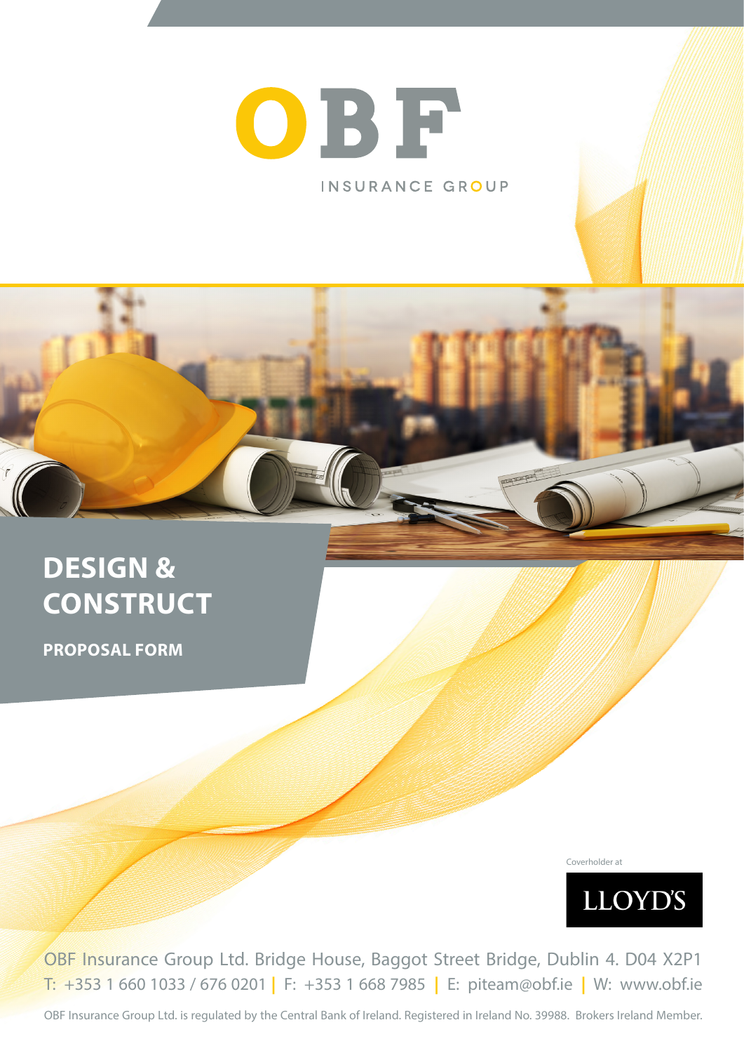# OBF

INSURANCE GROUP

# DESIGN & CONSTRUCT

**PROPOSAL FORM**

Coverholder at

LLOYD'S

OBF Insurance Group Ltd. Bridge House, Baggot Street Bridge, Dublin 4. D04 X2P1

T: +353 1 660 1033 / 676 0201 | F: +353 1 668 7985 | E: piteam@obf.ie | W: www.obf.ie

OBF Insurance Group Ltd. is regulated by the Central Bank of Ireland. Registered in Ireland No. 39988. Brokers Ireland Member.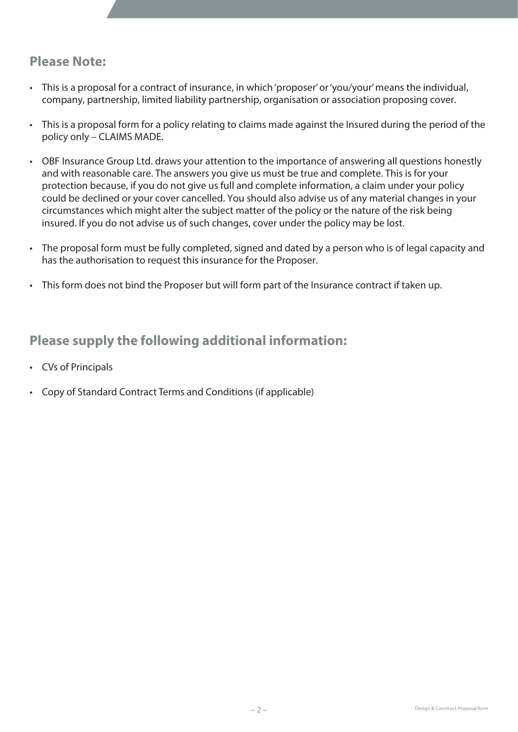## Please Note:

- This is a proposal for a contract of insurance, in which 'proposer' or 'you/your' means the individual, company, partnership, limited liability partnership, organisation or association proposing cover.
- This is a proposal form for a policy relating to claims made against the Insured during the period of the policy only – CLAIMS MADE.
- OBF Insurance Group Ltd. draws your attention to the importance of answering all questions honestly and with reasonable care. The answers you give us must be true and complete. This is for your protection because, if you do not give us full and complete information, a claim under your policy could be declined or your cover cancelled. You should also advise us of any material changes in your circumstances which might alter the subject matter of the policy or the nature of the risk being insured. If you do not advise us of such changes, cover under the policy may be lost.
- The proposal form must be fully completed, signed and dated by a person who is of legal capacity and has the authorisation to request this insurance for the Proposer.
- This form does not bind the Proposer but will form part of the Insurance contract if taken up.

## Please supply the following additional information:

- CVs of Principals
- Copy of Standard Contract Terms and Conditions (if applicable)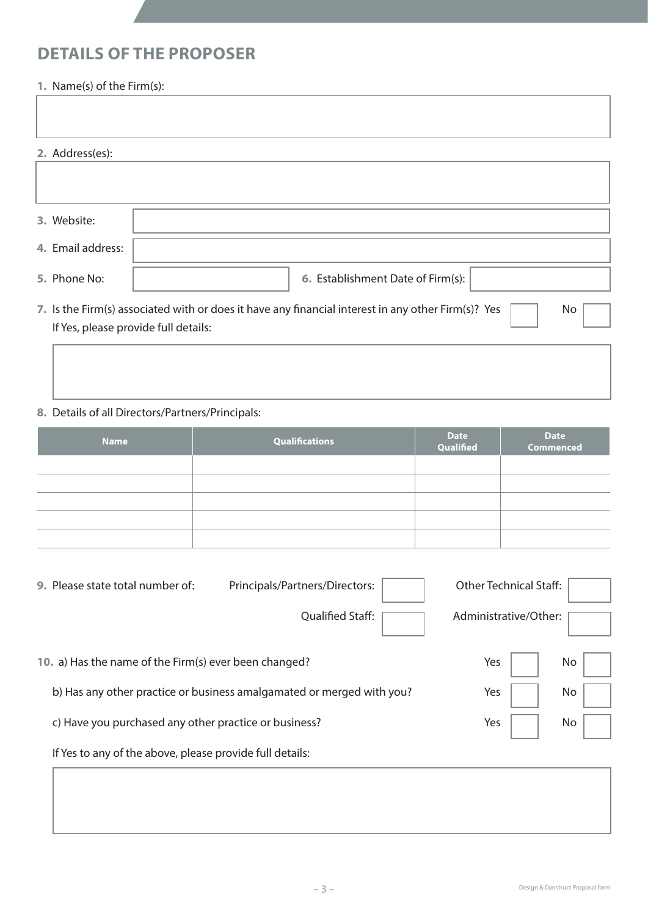## DETAILS OF THE PROPOSER

**1.** Name(s) of the Firm(s):

**2.** Address(es):

**3.** Website:

**4.** Email address:

**5.** Phone No:

**6.** Establishment Date of Firm(s):

**7.** Is the Firm(s) associated with or does it have any financial interest in any other Firm(s)? Yes ☐ No ☐

If Yes, please provide full details:

**8.** Details of all Directors/Partners/Principals:

| Name | Qualifications | Date Qualified | Date Commenced |
|---|---|---|---|
| | | | |
| | | | |
| | | | |
| | | | |
| | | | |

**9.** Please state total number of:

Principals/Partners/Directors: ☐ Other Technical Staff: ☐

Qualified Staff: ☐ Administrative/Other: ☐

**10.** a) Has the name of the Firm(s) ever been changed? Yes ☐ No ☐

b) Has any other practice or business amalgamated or merged with you? Yes ☐ No ☐

c) Have you purchased any other practice or business? Yes ☐ No ☐

If Yes to any of the above, please provide full details: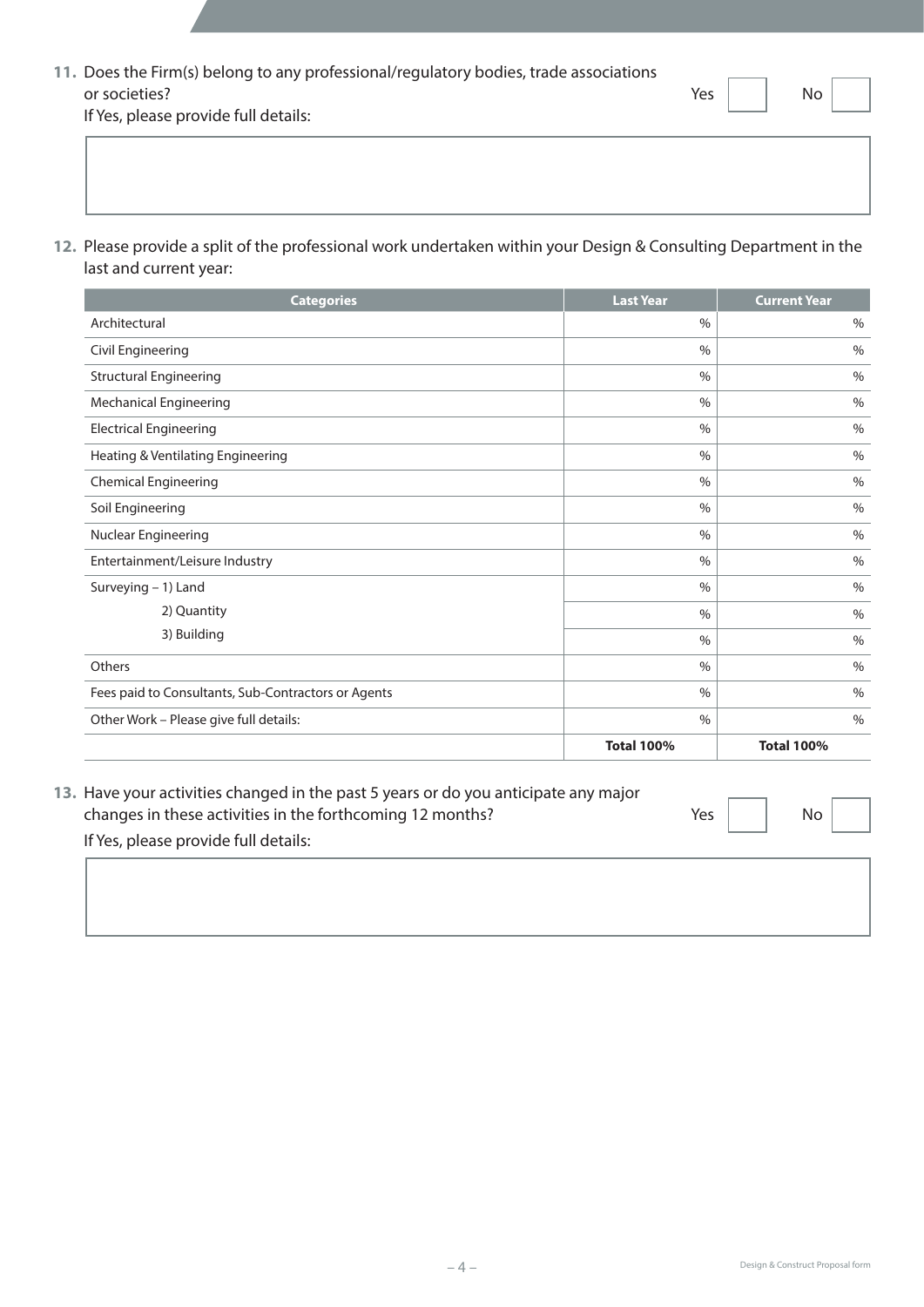**11.** Does the Firm(s) belong to any professional/regulatory bodies, trade associations or societies? Yes ☐ No ☐

If Yes, please provide full details:

**12.** Please provide a split of the professional work undertaken within your Design & Consulting Department in the last and current year:

| Categories | Last Year | Current Year |
|---|---|---|
| Architectural | % | % |
| Civil Engineering | % | % |
| Structural Engineering | % | % |
| Mechanical Engineering | % | % |
| Electrical Engineering | % | % |
| Heating & Ventilating Engineering | % | % |
| Chemical Engineering | % | % |
| Soil Engineering | % | % |
| Nuclear Engineering | % | % |
| Entertainment/Leisure Industry | % | % |
| Surveying – 1) Land | % | % |
| 2) Quantity | % | % |
| 3) Building | % | % |
| Others | % | % |
| Fees paid to Consultants, Sub-Contractors or Agents | % | % |
| Other Work – Please give full details: | % | % |
| | **Total 100%** | **Total 100%** |

**13.** Have your activities changed in the past 5 years or do you anticipate any major changes in these activities in the forthcoming 12 months? Yes ☐ No ☐

If Yes, please provide full details: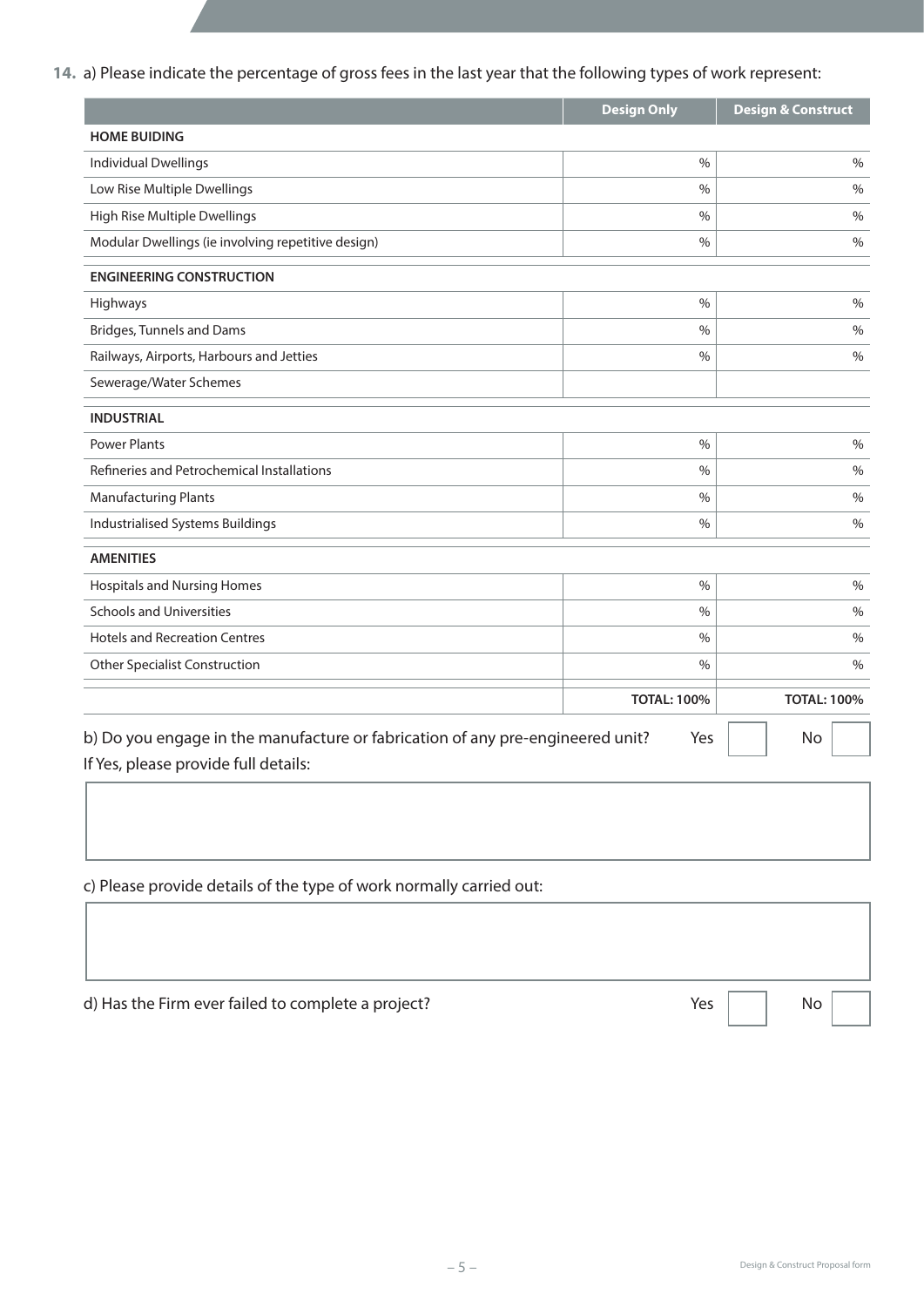**14.** a) Please indicate the percentage of gross fees in the last year that the following types of work represent:

| | Design Only | Design & Construct |
|---|---|---|
| **HOME BUIDING** | | |
| Individual Dwellings | % | % |
| Low Rise Multiple Dwellings | % | % |
| High Rise Multiple Dwellings | % | % |
| Modular Dwellings (ie involving repetitive design) | % | % |
| **ENGINEERING CONSTRUCTION** | | |
| Highways | % | % |
| Bridges, Tunnels and Dams | % | % |
| Railways, Airports, Harbours and Jetties | % | % |
| Sewerage/Water Schemes | | |
| **INDUSTRIAL** | | |
| Power Plants | % | % |
| Refineries and Petrochemical Installations | % | % |
| Manufacturing Plants | % | % |
| Industrialised Systems Buildings | % | % |
| **AMENITIES** | | |
| Hospitals and Nursing Homes | % | % |
| Schools and Universities | % | % |
| Hotels and Recreation Centres | % | % |
| Other Specialist Construction | % | % |
| | **TOTAL: 100%** | **TOTAL: 100%** |

b) Do you engage in the manufacture or fabrication of any pre-engineered unit? Yes ☐ No ☐

If Yes, please provide full details:

c) Please provide details of the type of work normally carried out:

d) Has the Firm ever failed to complete a project? Yes ☐ No ☐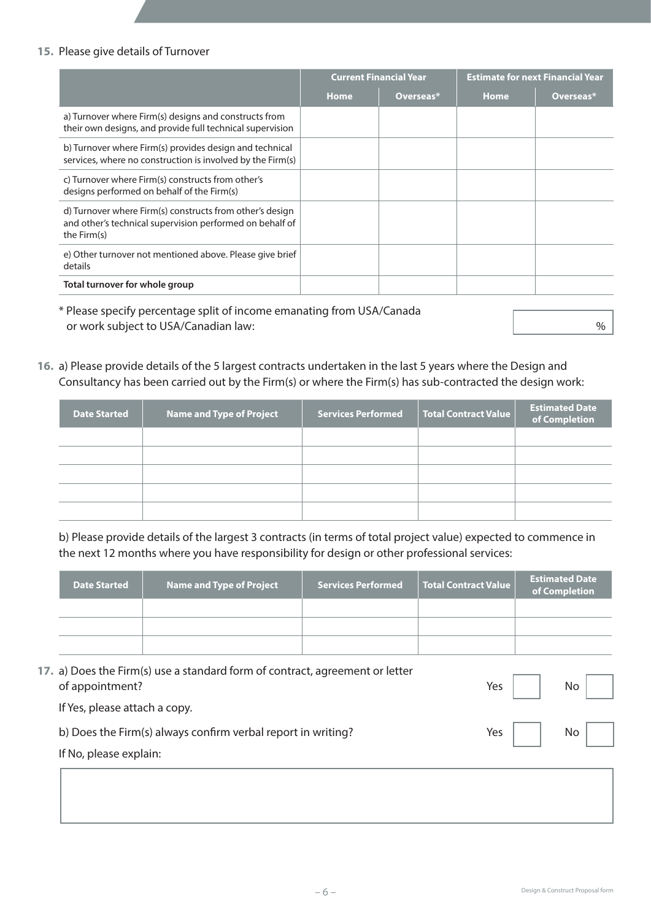**15.** Please give details of Turnover

| | Current Financial Year | | Estimate for next Financial Year | |
|---|---|---|---|---|
| | Home | Overseas* | Home | Overseas* |
| a) Turnover where Firm(s) designs and constructs from their own designs, and provide full technical supervision | | | | |
| b) Turnover where Firm(s) provides design and technical services, where no construction is involved by the Firm(s) | | | | |
| c) Turnover where Firm(s) constructs from other's designs performed on behalf of the Firm(s) | | | | |
| d) Turnover where Firm(s) constructs from other's design and other's technical supervision performed on behalf of the Firm(s) | | | | |
| e) Other turnover not mentioned above. Please give brief details | | | | |
| **Total turnover for whole group** | | | | |

\* Please specify percentage split of income emanating from USA/Canada or work subject to USA/Canadian law: %

**16.** a) Please provide details of the 5 largest contracts undertaken in the last 5 years where the Design and Consultancy has been carried out by the Firm(s) or where the Firm(s) has sub-contracted the design work:

| Date Started | Name and Type of Project | Services Performed | Total Contract Value | Estimated Date of Completion |
|---|---|---|---|---|
| | | | | |
| | | | | |
| | | | | |
| | | | | |
| | | | | |

b) Please provide details of the largest 3 contracts (in terms of total project value) expected to commence in the next 12 months where you have responsibility for design or other professional services:

| Date Started | Name and Type of Project | Services Performed | Total Contract Value | Estimated Date of Completion |
|---|---|---|---|---|
| | | | | |
| | | | | |
| | | | | |

**17.** a) Does the Firm(s) use a standard form of contract, agreement or letter of appointment? Yes ☐ No ☐

If Yes, please attach a copy.

b) Does the Firm(s) always confirm verbal report in writing? Yes ☐ No ☐

If No, please explain: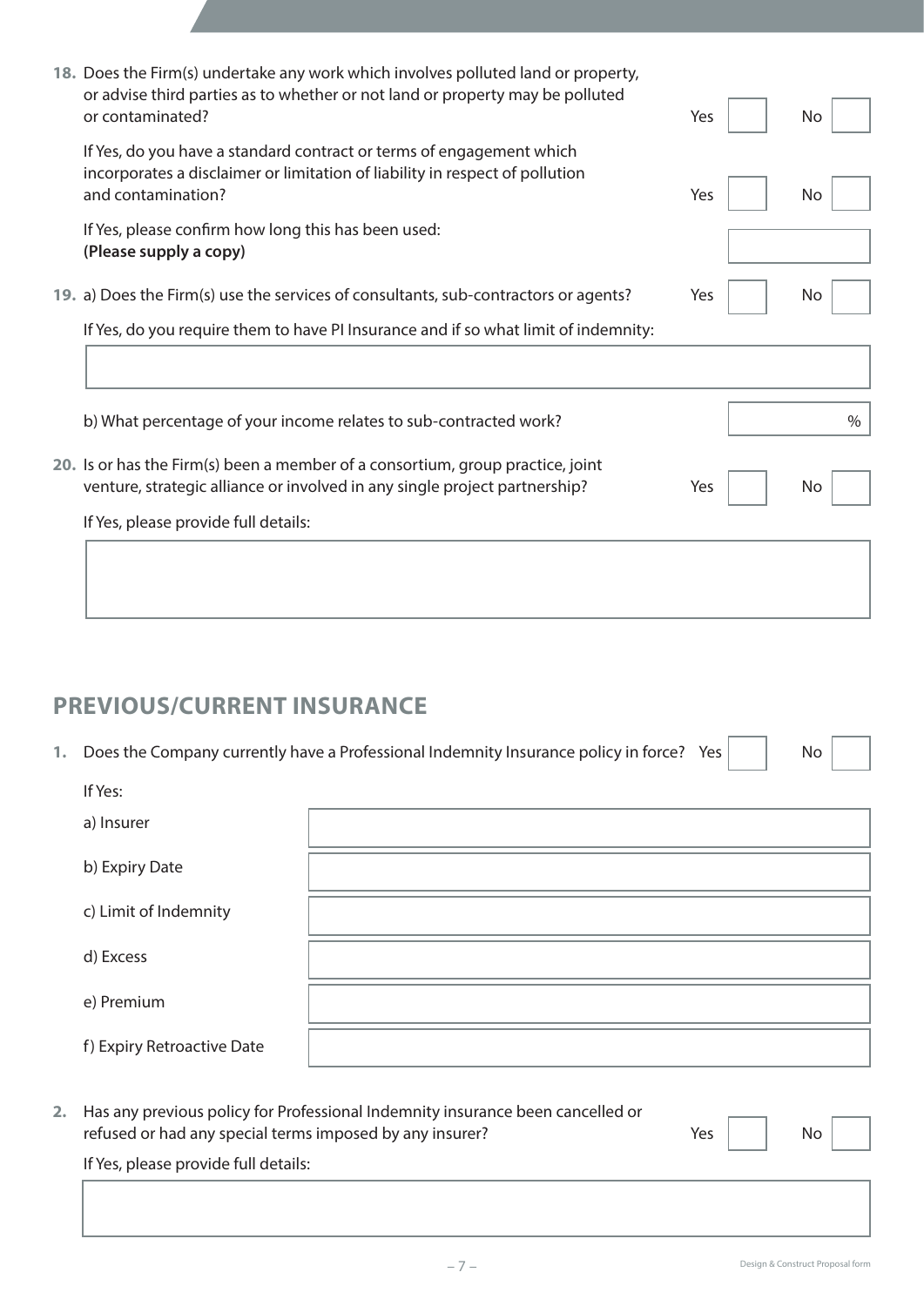**18.** Does the Firm(s) undertake any work which involves polluted land or property, or advise third parties as to whether or not land or property may be polluted or contaminated? Yes ☐ No ☐

If Yes, do you have a standard contract or terms of engagement which incorporates a disclaimer or limitation of liability in respect of pollution and contamination? Yes ☐ No ☐

If Yes, please confirm how long this has been used:
**(Please supply a copy)**

**19.** a) Does the Firm(s) use the services of consultants, sub-contractors or agents? Yes ☐ No ☐

If Yes, do you require them to have PI Insurance and if so what limit of indemnity:

b) What percentage of your income relates to sub-contracted work? %

**20.** Is or has the Firm(s) been a member of a consortium, group practice, joint venture, strategic alliance or involved in any single project partnership? Yes ☐ No ☐

If Yes, please provide full details:

## PREVIOUS/CURRENT INSURANCE

**1.** Does the Company currently have a Professional Indemnity Insurance policy in force? Yes ☐ No ☐

If Yes:

| | |
|---|---|
| a) Insurer | |
| b) Expiry Date | |
| c) Limit of Indemnity | |
| d) Excess | |
| e) Premium | |
| f) Expiry Retroactive Date | |

**2.** Has any previous policy for Professional Indemnity insurance been cancelled or refused or had any special terms imposed by any insurer? Yes ☐ No ☐

If Yes, please provide full details: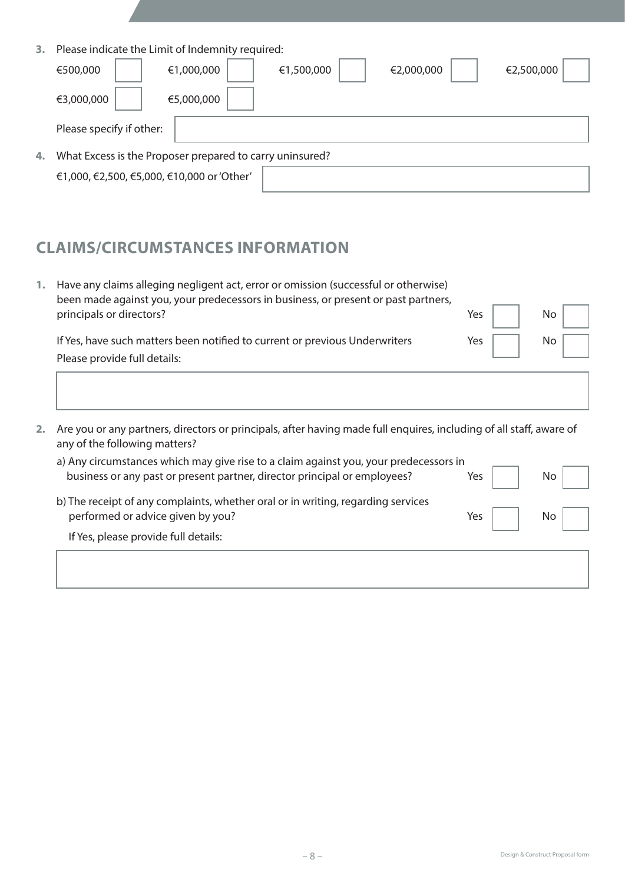3. Please indicate the Limit of Indemnity required:

€500,000 ☐ €1,000,000 ☐ €1,500,000 ☐ €2,000,000 ☐ €2,500,000 ☐

€3,000,000 ☐ €5,000,000 ☐

Please specify if other:

4. What Excess is the Proposer prepared to carry uninsured?

€1,000, €2,500, €5,000, €10,000 or 'Other'

## CLAIMS/CIRCUMSTANCES INFORMATION

1. Have any claims alleging negligent act, error or omission (successful or otherwise) been made against you, your predecessors in business, or present or past partners, principals or directors? Yes ☐ No ☐

   If Yes, have such matters been notified to current or previous Underwriters Yes ☐ No ☐

   Please provide full details:

2. Are you or any partners, directors or principals, after having made full enquires, including of all staff, aware of any of the following matters?

   a) Any circumstances which may give rise to a claim against you, your predecessors in business or any past or present partner, director principal or employees? Yes ☐ No ☐

   b) The receipt of any complaints, whether oral or in writing, regarding services performed or advice given by you? Yes ☐ No ☐

   If Yes, please provide full details: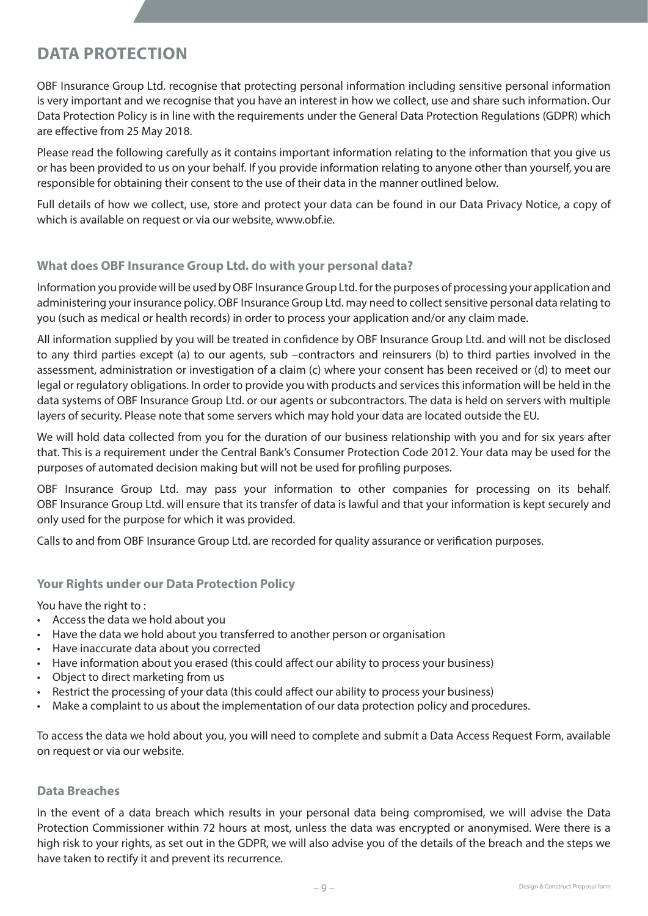# DATA PROTECTION

OBF Insurance Group Ltd. recognise that protecting personal information including sensitive personal information is very important and we recognise that you have an interest in how we collect, use and share such information. Our Data Protection Policy is in line with the requirements under the General Data Protection Regulations (GDPR) which are effective from 25 May 2018.

Please read the following carefully as it contains important information relating to the information that you give us or has been provided to us on your behalf. If you provide information relating to anyone other than yourself, you are responsible for obtaining their consent to the use of their data in the manner outlined below.

Full details of how we collect, use, store and protect your data can be found in our Data Privacy Notice, a copy of which is available on request or via our website, www.obf.ie.

## What does OBF Insurance Group Ltd. do with your personal data?

Information you provide will be used by OBF Insurance Group Ltd. for the purposes of processing your application and administering your insurance policy. OBF Insurance Group Ltd. may need to collect sensitive personal data relating to you (such as medical or health records) in order to process your application and/or any claim made.

All information supplied by you will be treated in confidence by OBF Insurance Group Ltd. and will not be disclosed to any third parties except (a) to our agents, sub –contractors and reinsurers (b) to third parties involved in the assessment, administration or investigation of a claim (c) where your consent has been received or (d) to meet our legal or regulatory obligations. In order to provide you with products and services this information will be held in the data systems of OBF Insurance Group Ltd. or our agents or subcontractors. The data is held on servers with multiple layers of security. Please note that some servers which may hold your data are located outside the EU.

We will hold data collected from you for the duration of our business relationship with you and for six years after that. This is a requirement under the Central Bank's Consumer Protection Code 2012. Your data may be used for the purposes of automated decision making but will not be used for profiling purposes.

OBF Insurance Group Ltd. may pass your information to other companies for processing on its behalf. OBF Insurance Group Ltd. will ensure that its transfer of data is lawful and that your information is kept securely and only used for the purpose for which it was provided.

Calls to and from OBF Insurance Group Ltd. are recorded for quality assurance or verification purposes.

## Your Rights under our Data Protection Policy

You have the right to :

- Access the data we hold about you
- Have the data we hold about you transferred to another person or organisation
- Have inaccurate data about you corrected
- Have information about you erased (this could affect our ability to process your business)
- Object to direct marketing from us
- Restrict the processing of your data (this could affect our ability to process your business)
- Make a complaint to us about the implementation of our data protection policy and procedures.

To access the data we hold about you, you will need to complete and submit a Data Access Request Form, available on request or via our website.

## Data Breaches

In the event of a data breach which results in your personal data being compromised, we will advise the Data Protection Commissioner within 72 hours at most, unless the data was encrypted or anonymised. Were there is a high risk to your rights, as set out in the GDPR, we will also advise you of the details of the breach and the steps we have taken to rectify it and prevent its recurrence.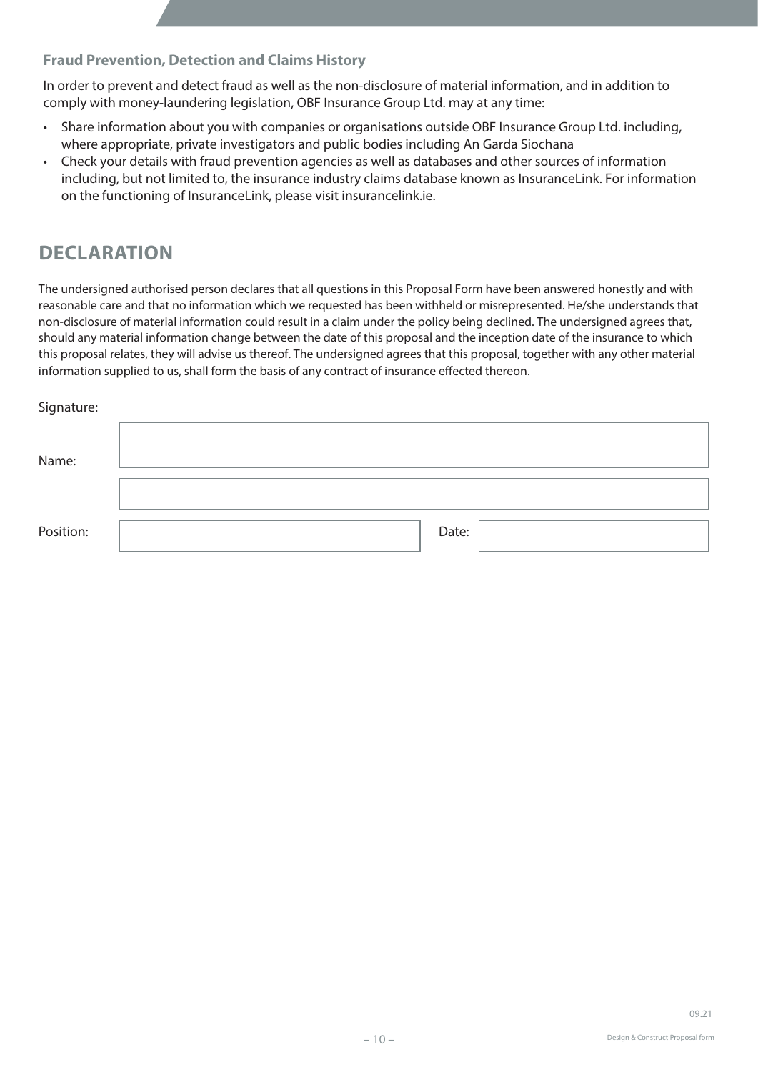### Fraud Prevention, Detection and Claims History

In order to prevent and detect fraud as well as the non-disclosure of material information, and in addition to comply with money-laundering legislation, OBF Insurance Group Ltd. may at any time:

- Share information about you with companies or organisations outside OBF Insurance Group Ltd. including, where appropriate, private investigators and public bodies including An Garda Siochana
- Check your details with fraud prevention agencies as well as databases and other sources of information including, but not limited to, the insurance industry claims database known as InsuranceLink. For information on the functioning of InsuranceLink, please visit insurancelink.ie.

## DECLARATION

The undersigned authorised person declares that all questions in this Proposal Form have been answered honestly and with reasonable care and that no information which we requested has been withheld or misrepresented. He/she understands that non-disclosure of material information could result in a claim under the policy being declined. The undersigned agrees that, should any material information change between the date of this proposal and the inception date of the insurance to which this proposal relates, they will advise us thereof. The undersigned agrees that this proposal, together with any other material information supplied to us, shall form the basis of any contract of insurance effected thereon.

Signature:

Name:

Position:

Date:

09.21